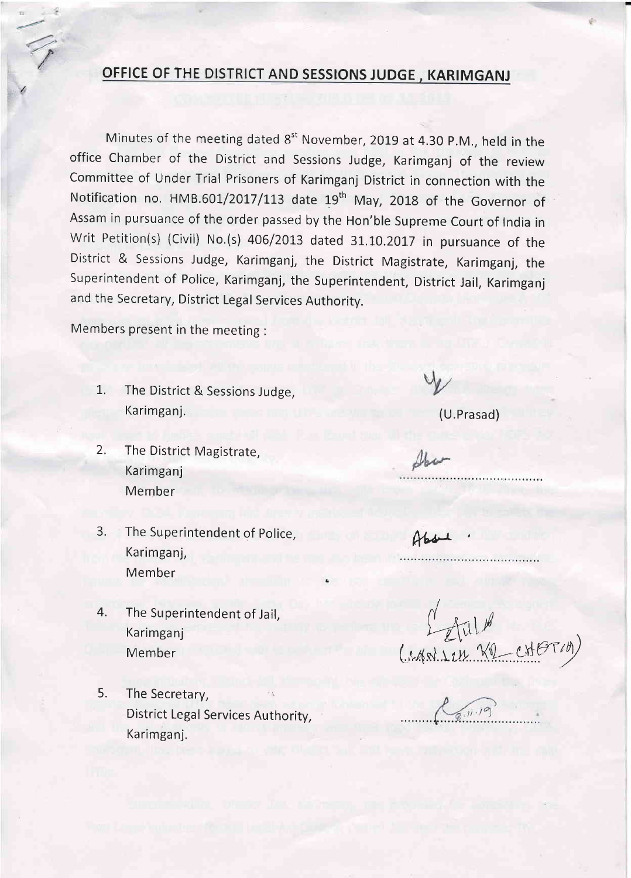## OFFICE OF THE DISTRICT AND SESSIONS JUDGE , KARIMGANJ

Minutes of the meeting dated 8st November, 2019 at 4.30 P.M., held in the office Chamber of the District and Sessions Judge, Karimganj of the review Committee of Under Trial Prisoners of Karimganj District in connection with the Notification no. HMB.601/2017/113 date 19th May, 2018 of the Governor of Assam in pursuance of the order passed by the Hon'ble Supreme Court of India in Writ Petition(s) (Civil) No.(s) 406/2013 dated 31.10.2017 in pursuance of the District & Sessions Judge, Karimganj, the District Magistrate, Karimganj, the Superintendent of Police, Karimganj, the Superintendent, District Jail, Karimganj and the Secretary, District Legal Services Authority.

Members present in the meeting :

1. The District & Sessions Judge, Karimganj. — (U.Prasad)

2. The District Magistrate, Karimganj Member — ........................................

3. The Superintendent of Police, Karimganj, Member — ........................................

4. The Superintendent of Jail, Karimganj Member — (CHAN...KR CHETIA)

5. The Secretary, District Legal Services Authority, Karimganj. — ........................................ 8.11.19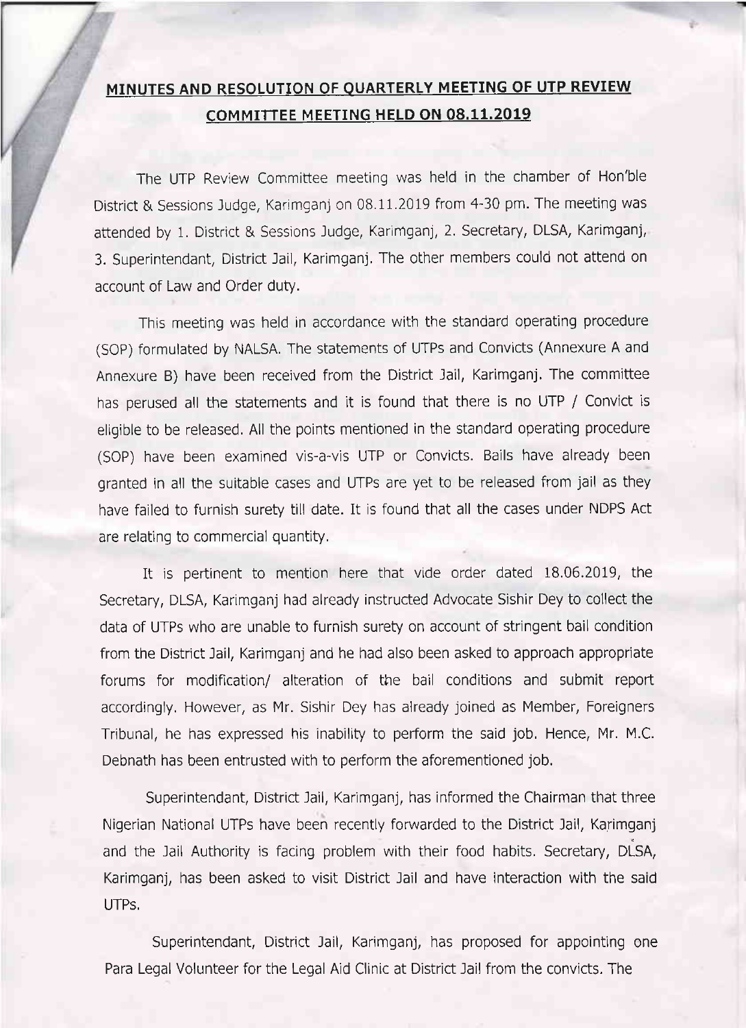## MINUTES AND RESOLUTION OF QUARTERLY MEETING OF UTP REVIEW COMMITTEE MEETING HELD ON 08.11.2019

The UTP Review Committee meeting was held in the chamber of Hon'ble District & Sessions Judge, Karimganj on 08.11.2019 from 4-30 pm. The meeting was attended by 1. District & Sessions Judge, Karimganj, 2. Secretary, DLSA, Karimganj, 3. Superintendant, District Jail, Karimganj. The other members could not attend on account of Law and Order duty.

This meeting was held in accordance with the standard operating procedure (SOP) formulated by NALSA. The statements of UTPs and Convicts (Annexure A and Annexure B) have been received from the District Jail, Karimganj. The committee has perused all the statements and it is found that there is no UTP / Convict is eligible to be released. All the points mentioned in the standard operating procedure (SOP) have been examined vis-a-vis UTP or Convicts. Bails have already been granted in all the suitable cases and UTPs are yet to be released from jail as they have failed to furnish surety till date. It is found that all the cases under NDPS Act are relating to commercial quantity.

It is pertinent to mention here that vide order dated 18.06.2019, the Secretary, DLSA, Karimganj had already instructed Advocate Sishir Dey to collect the data of UTPs who are unable to furnish surety on account of stringent bail condition from the District Jail, Karimganj and he had also been asked to approach appropriate forums for modification/ alteration of the bail conditions and submit report accordingly. However, as Mr. Sishir Dey has already joined as Member, Foreigners Tribunal, he has expressed his inability to perform the said job. Hence, Mr. M.C. Debnath has been entrusted with to perform the aforementioned job.

Superintendant, District Jail, Karimganj, has informed the Chairman that three Nigerian National UTPs have been recently forwarded to the District Jail, Karimganj and the Jail Authority is facing problem with their food habits. Secretary, DLSA, Karimganj, has been asked to visit District Jail and have interaction with the said UTPs.

Superintendant, District Jail, Karimganj, has proposed for appointing one Para Legal Volunteer for the Legal Aid Clinic at District Jail from the convicts. The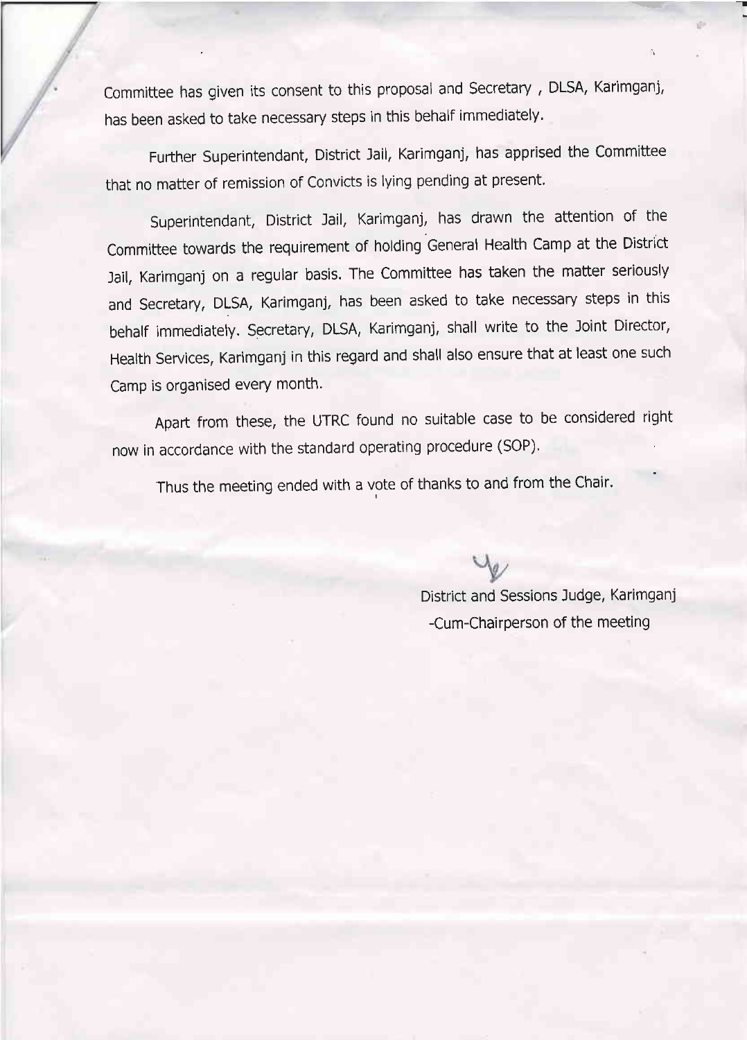Committee has given its consent to this proposal and Secretary , DLSA, Karimganj, has been asked to take necessary steps in this behalf immediately.

Further Superintendant, District Jail, Karimganj, has apprised the Committee that no matter of remission of Convicts is lying pending at present.

Superintendant, District Jail, Karimganj, has drawn the attention of the Committee towards the requirement of holding General Health Camp at the District Jail, Karimganj on a regular basis. The Committee has taken the matter seriously and Secretary, DLSA, Karimganj, has been asked to take necessary steps in this behalf immediately. Secretary, DLSA, Karimganj, shall write to the Joint Director, Health Services, Karimganj in this regard and shall also ensure that at least one such Camp is organised every month.

Apart from these, the UTRC found no suitable case to be considered right now in accordance with the standard operating procedure (SOP).

Thus the meeting ended with a vote of thanks to and from the Chair.

District and Sessions Judge, Karimganj
-Cum-Chairperson of the meeting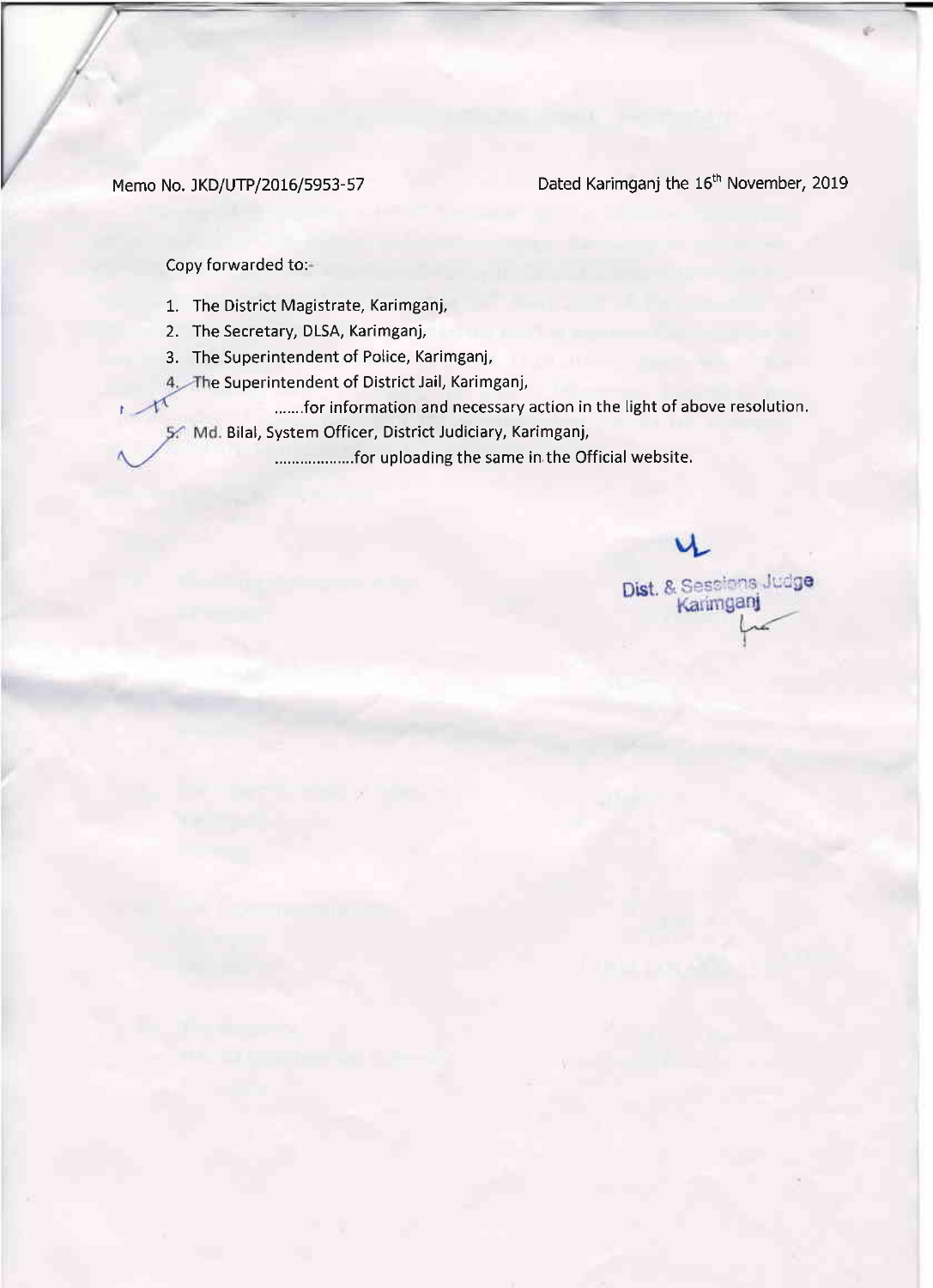Memo No. JKD/UTP/2016/5953-57 Dated Karimganj the 16th November, 2019

Copy forwarded to:-

1. The District Magistrate, Karimganj,
2. The Secretary, DLSA, Karimganj,
3. The Superintendent of Police, Karimganj,
4. The Superintendent of District Jail, Karimganj,

.......for information and necessary action in the light of above resolution.

5. Md. Bilal, System Officer, District Judiciary, Karimganj,

..................for uploading the same in the Official website.

Dist. & Sessions Judge
Karimganj